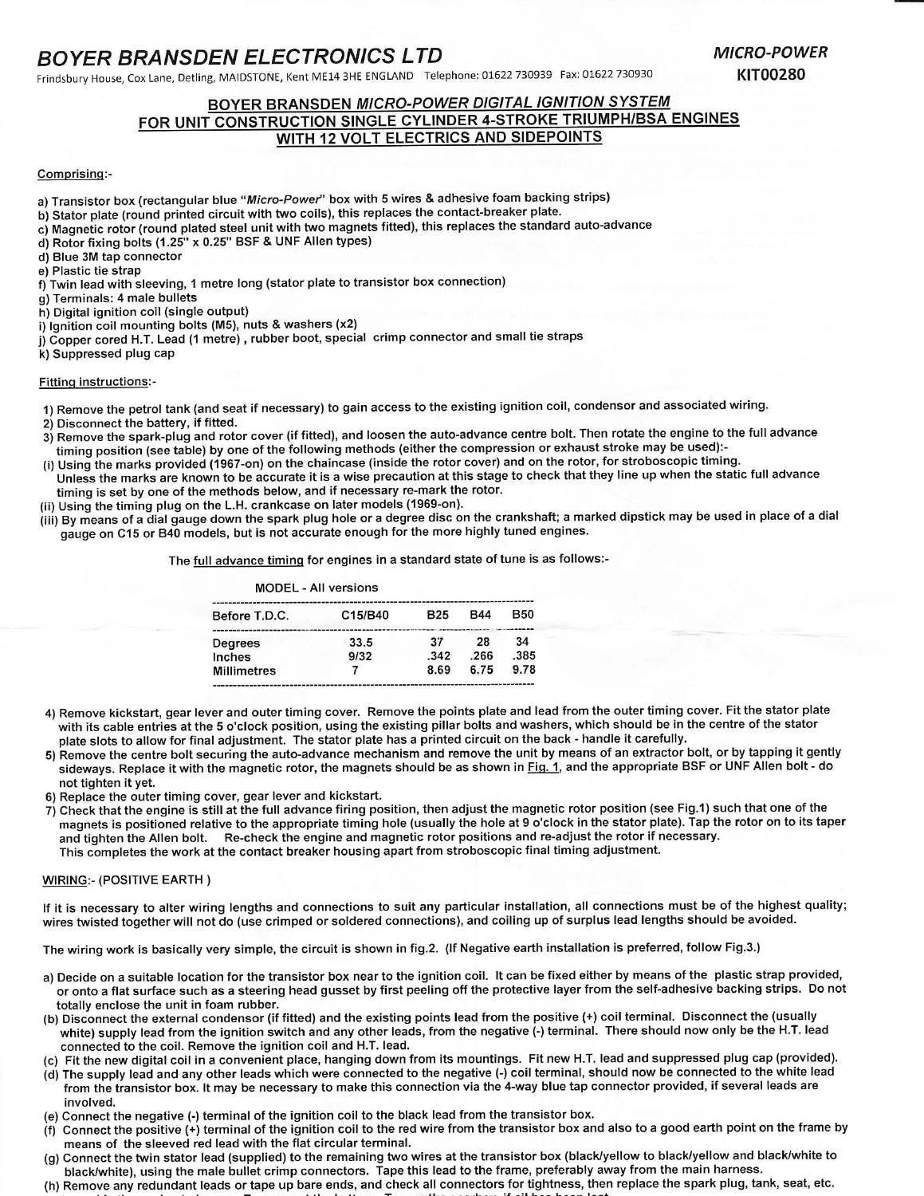# BOYER BRANSDEN ELECTRONICS LTD

Frindsbury House, Cox Lane, Detling, MAIDSTONE, Kent ME14 3HE ENGLAND   Telephone: 01622 730939   Fax: 01622 730930

*MICRO-POWER*
**KIT00280**

## BOYER BRANSDEN *MICRO-POWER DIGITAL IGNITION SYSTEM* FOR UNIT CONSTRUCTION SINGLE CYLINDER 4-STROKE TRIUMPH/BSA ENGINES WITH 12 VOLT ELECTRICS AND SIDEPOINTS

Comprising:-

a) Transistor box (rectangular blue "*Micro-Power*" box with 5 wires & adhesive foam backing strips)
b) Stator plate (round printed circuit with two coils), this replaces the contact-breaker plate.
c) Magnetic rotor (round plated steel unit with two magnets fitted), this replaces the standard auto-advance
d) Rotor fixing bolts (1.25" x 0.25" BSF & UNF Allen types)
d) Blue 3M tap connector
e) Plastic tie strap
f) Twin lead with sleeving, 1 metre long (stator plate to transistor box connection)
g) Terminals: 4 male bullets
h) Digital ignition coil (single output)
i) Ignition coil mounting bolts (M5), nuts & washers (x2)
j) Copper cored H.T. Lead (1 metre) , rubber boot, special crimp connector and small tie straps
k) Suppressed plug cap

Fitting instructions:-

1) Remove the petrol tank (and seat if necessary) to gain access to the existing ignition coil, condensor and associated wiring.
2) Disconnect the battery, if fitted.
3) Remove the spark-plug and rotor cover (if fitted), and loosen the auto-advance centre bolt. Then rotate the engine to the full advance timing position (see table) by one of the following methods (either the compression or exhaust stroke may be used):-
(i) Using the marks provided (1967-on) on the chaincase (inside the rotor cover) and on the rotor, for stroboscopic timing. Unless the marks are known to be accurate it is a wise precaution at this stage to check that they line up when the static full advance timing is set by one of the methods below, and if necessary re-mark the rotor.
(ii) Using the timing plug on the L.H. crankcase on later models (1969-on).
(iii) By means of a dial gauge down the spark plug hole or a degree disc on the crankshaft; a marked dipstick may be used in place of a dial gauge on C15 or B40 models, but is not accurate enough for the more highly tuned engines.

The full advance timing for engines in a standard state of tune is as follows:-

MODEL - All versions

| Before T.D.C. | C15/B40 | B25 | B44 | B50 |
|---|---|---|---|---|
| Degrees | 33.5 | 37 | 28 | 34 |
| Inches | 9/32 | .342 | .266 | .385 |
| Millimetres | 7 | 8.69 | 6.75 | 9.78 |

4) Remove kickstart, gear lever and outer timing cover. Remove the points plate and lead from the outer timing cover. Fit the stator plate with its cable entries at the 5 o'clock position, using the existing pillar bolts and washers, which should be in the centre of the stator plate slots to allow for final adjustment. The stator plate has a printed circuit on the back - handle it carefully.
5) Remove the centre bolt securing the auto-advance mechanism and remove the unit by means of an extractor bolt, or by tapping it gently sideways. Replace it with the magnetic rotor, the magnets should be as shown in Fig. 1, and the appropriate BSF or UNF Allen bolt - do not tighten it yet.
6) Replace the outer timing cover, gear lever and kickstart.
7) Check that the engine is still at the full advance firing position, then adjust the magnetic rotor position (see Fig.1) such that one of the magnets is positioned relative to the appropriate timing hole (usually the hole at 9 o'clock in the stator plate). Tap the rotor on to its taper and tighten the Allen bolt. Re-check the engine and magnetic rotor positions and re-adjust the rotor if necessary. This completes the work at the contact breaker housing apart from stroboscopic final timing adjustment.

WIRING:- (POSITIVE EARTH )

If it is necessary to alter wiring lengths and connections to suit any particular installation, all connections must be of the highest quality; wires twisted together will not do (use crimped or soldered connections), and coiling up of surplus lead lengths should be avoided.

The wiring work is basically very simple, the circuit is shown in fig.2. (If Negative earth installation is preferred, follow Fig.3.)

a) Decide on a suitable location for the transistor box near to the ignition coil. It can be fixed either by means of the plastic strap provided, or onto a flat surface such as a steering head gusset by first peeling off the protective layer from the self-adhesive backing strips. Do not totally enclose the unit in foam rubber.
(b) Disconnect the external condensor (if fitted) and the existing points lead from the positive (+) coil terminal. Disconnect the (usually white) supply lead from the ignition switch and any other leads, from the negative (-) terminal. There should now only be the H.T. lead connected to the coil. Remove the ignition coil and H.T. lead.
(c) Fit the new digital coil in a convenient place, hanging down from its mountings. Fit new H.T. lead and suppressed plug cap (provided).
(d) The supply lead and any other leads which were connected to the negative (-) coil terminal, should now be connected to the white lead from the transistor box. It may be necessary to make this connection via the 4-way blue tap connector provided, if several leads are involved.
(e) Connect the negative (-) terminal of the ignition coil to the black lead from the transistor box.
(f) Connect the positive (+) terminal of the ignition coil to the red wire from the transistor box and also to a good earth point on the frame by means of the sleeved red lead with the flat circular terminal.
(g) Connect the twin stator lead (supplied) to the remaining two wires at the transistor box (black/yellow to black/yellow and black/white to black/white), using the male bullet crimp connectors. Tape this lead to the frame, preferably away from the main harness.
(h) Remove any redundant leads or tape up bare ends, and check all connectors for tightness, then replace the spark plug, tank, seat, etc.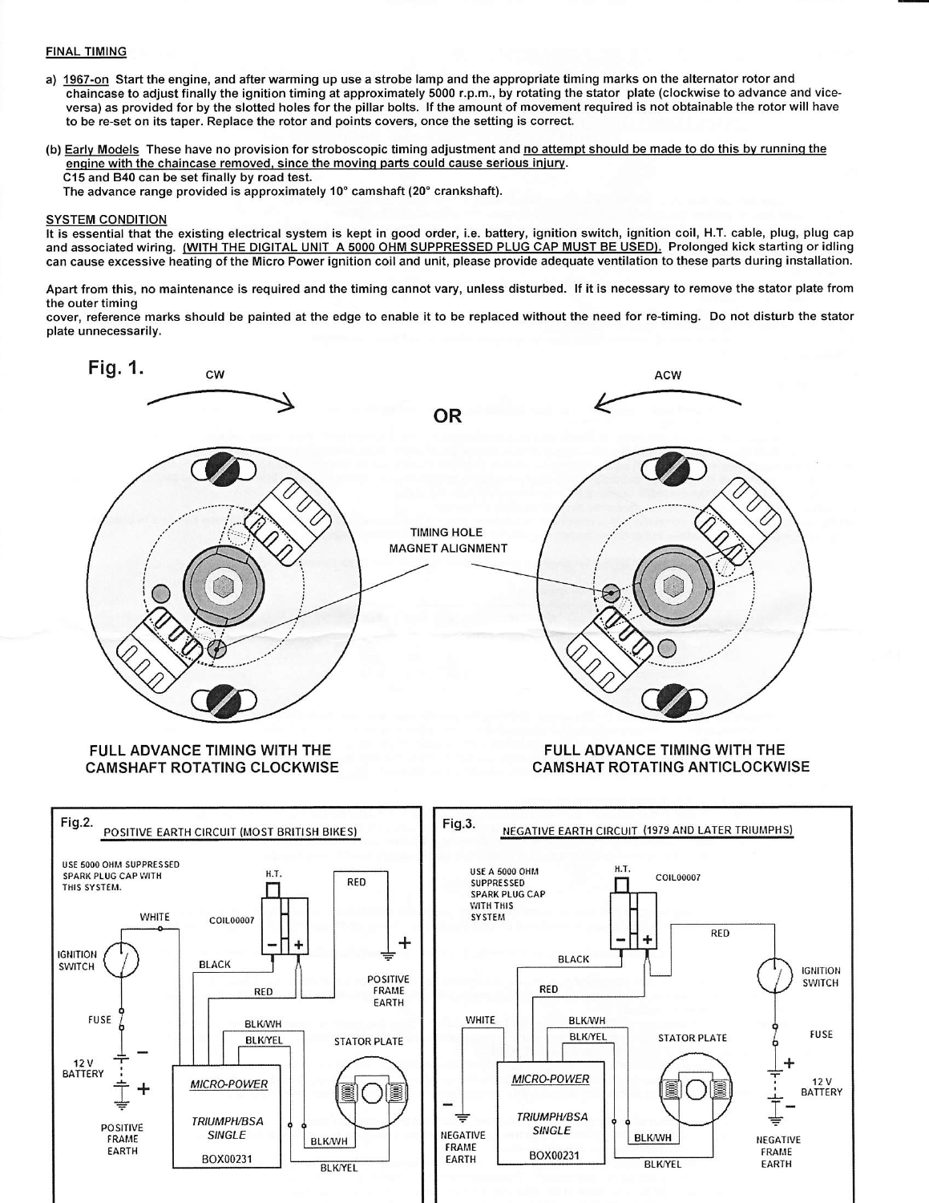FINAL TIMING

a) 1967-on Start the engine, and after warming up use a strobe lamp and the appropriate timing marks on the alternator rotor and chaincase to adjust finally the ignition timing at approximately 5000 r.p.m., by rotating the stator plate (clockwise to advance and vice-versa) as provided for by the slotted holes for the pillar bolts. If the amount of movement required is not obtainable the rotor will have to be re-set on its taper. Replace the rotor and points covers, once the setting is correct.

(b) Early Models These have no provision for stroboscopic timing adjustment and no attempt should be made to do this by running the engine with the chaincase removed, since the moving parts could cause serious injury.
C15 and B40 can be set finally by road test.
The advance range provided is approximately 10° camshaft (20° crankshaft).

SYSTEM CONDITION

It is essential that the existing electrical system is kept in good order, i.e. battery, ignition switch, ignition coil, H.T. cable, plug, plug cap and associated wiring. (WITH THE DIGITAL UNIT A 5000 OHM SUPPRESSED PLUG CAP MUST BE USED). Prolonged kick starting or idling can cause excessive heating of the Micro Power ignition coil and unit, please provide adequate ventilation to these parts during installation.

Apart from this, no maintenance is required and the timing cannot vary, unless disturbed. If it is necessary to remove the stator plate from the outer timing
cover, reference marks should be painted at the edge to enable it to be replaced without the need for re-timing. Do not disturb the stator plate unnecessarily.

Fig. 1.

CW

OR

ACW

TIMING HOLE
MAGNET ALIGNMENT

FULL ADVANCE TIMING WITH THE CAMSHAFT ROTATING CLOCKWISE

FULL ADVANCE TIMING WITH THE CAMSHAT ROTATING ANTICLOCKWISE

Fig.2. POSITIVE EARTH CIRCUIT (MOST BRITISH BIKES)

USE 5000 OHM SUPPRESSED SPARK PLUG CAP WITH THIS SYSTEM.

H.T.
COIL00007
RED
WHITE
IGNITION SWITCH
BLACK
POSITIVE FRAME EARTH
RED
FUSE
BLK/WH
BLK/YEL
STATOR PLATE
12 V BATTERY
MICRO-POWER
TRIUMPH/BSA SINGLE
BOX00231
POSITIVE FRAME EARTH
BLK/WH
BLK/YEL

Fig.3. NEGATIVE EARTH CIRCUIT (1979 AND LATER TRIUMPHS)

USE A 5000 OHM SUPPRESSED SPARK PLUG CAP WITH THIS SYSTEM

H.T.
COIL00007
RED
BLACK
IGNITION SWITCH
RED
WHITE
BLK/WH
BLK/YEL
STATOR PLATE
FUSE
MICRO-POWER
TRIUMPH/BSA SINGLE
BOX00231
12 V BATTERY
NEGATIVE FRAME EARTH
BLK/WH
BLK/YEL
NEGATIVE FRAME EARTH